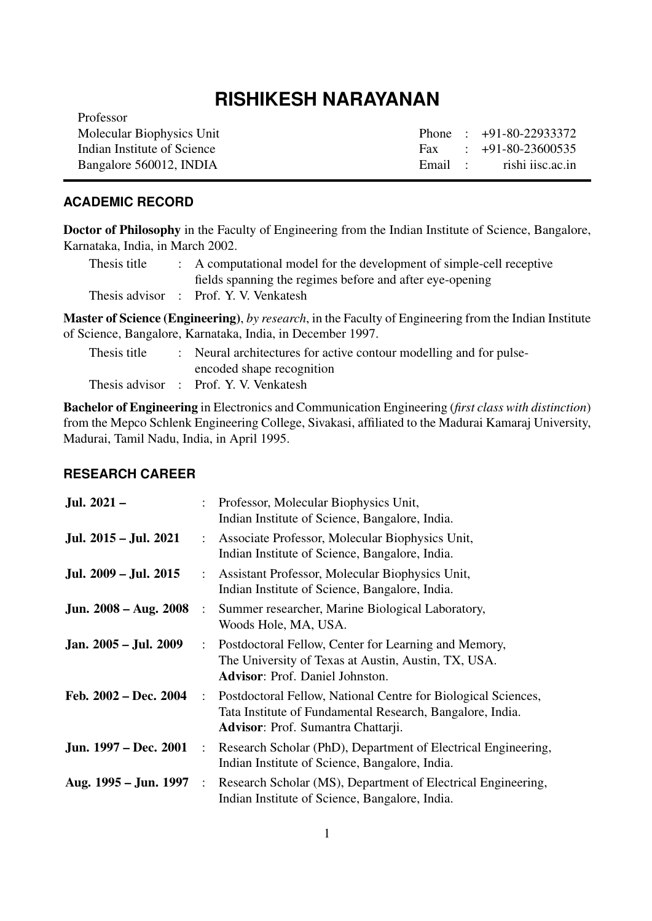# RISHIKESH NARAYANAN

Professor
Molecular Biophysics Unit
Indian Institute of Science
Bangalore 560012, INDIA

Phone : +91-80-22933372
Fax : +91-80-23600535
Email : rishi iisc.ac.in

## ACADEMIC RECORD

**Doctor of Philosophy** in the Faculty of Engineering from the Indian Institute of Science, Bangalore, Karnataka, India, in March 2002.

Thesis title : A computational model for the development of simple-cell receptive fields spanning the regimes before and after eye-opening
Thesis advisor : Prof. Y. V. Venkatesh

**Master of Science (Engineering)**, *by research*, in the Faculty of Engineering from the Indian Institute of Science, Bangalore, Karnataka, India, in December 1997.

Thesis title : Neural architectures for active contour modelling and for pulse-encoded shape recognition
Thesis advisor : Prof. Y. V. Venkatesh

**Bachelor of Engineering** in Electronics and Communication Engineering (*first class with distinction*) from the Mepco Schlenk Engineering College, Sivakasi, affiliated to the Madurai Kamaraj University, Madurai, Tamil Nadu, India, in April 1995.

## RESEARCH CAREER

**Jul. 2021 –** : Professor, Molecular Biophysics Unit, Indian Institute of Science, Bangalore, India.

**Jul. 2015 – Jul. 2021** : Associate Professor, Molecular Biophysics Unit, Indian Institute of Science, Bangalore, India.

**Jul. 2009 – Jul. 2015** : Assistant Professor, Molecular Biophysics Unit, Indian Institute of Science, Bangalore, India.

**Jun. 2008 – Aug. 2008** : Summer researcher, Marine Biological Laboratory, Woods Hole, MA, USA.

**Jan. 2005 – Jul. 2009** : Postdoctoral Fellow, Center for Learning and Memory, The University of Texas at Austin, Austin, TX, USA. **Advisor**: Prof. Daniel Johnston.

**Feb. 2002 – Dec. 2004** : Postdoctoral Fellow, National Centre for Biological Sciences, Tata Institute of Fundamental Research, Bangalore, India. **Advisor**: Prof. Sumantra Chattarji.

**Jun. 1997 – Dec. 2001** : Research Scholar (PhD), Department of Electrical Engineering, Indian Institute of Science, Bangalore, India.

**Aug. 1995 – Jun. 1997** : Research Scholar (MS), Department of Electrical Engineering, Indian Institute of Science, Bangalore, India.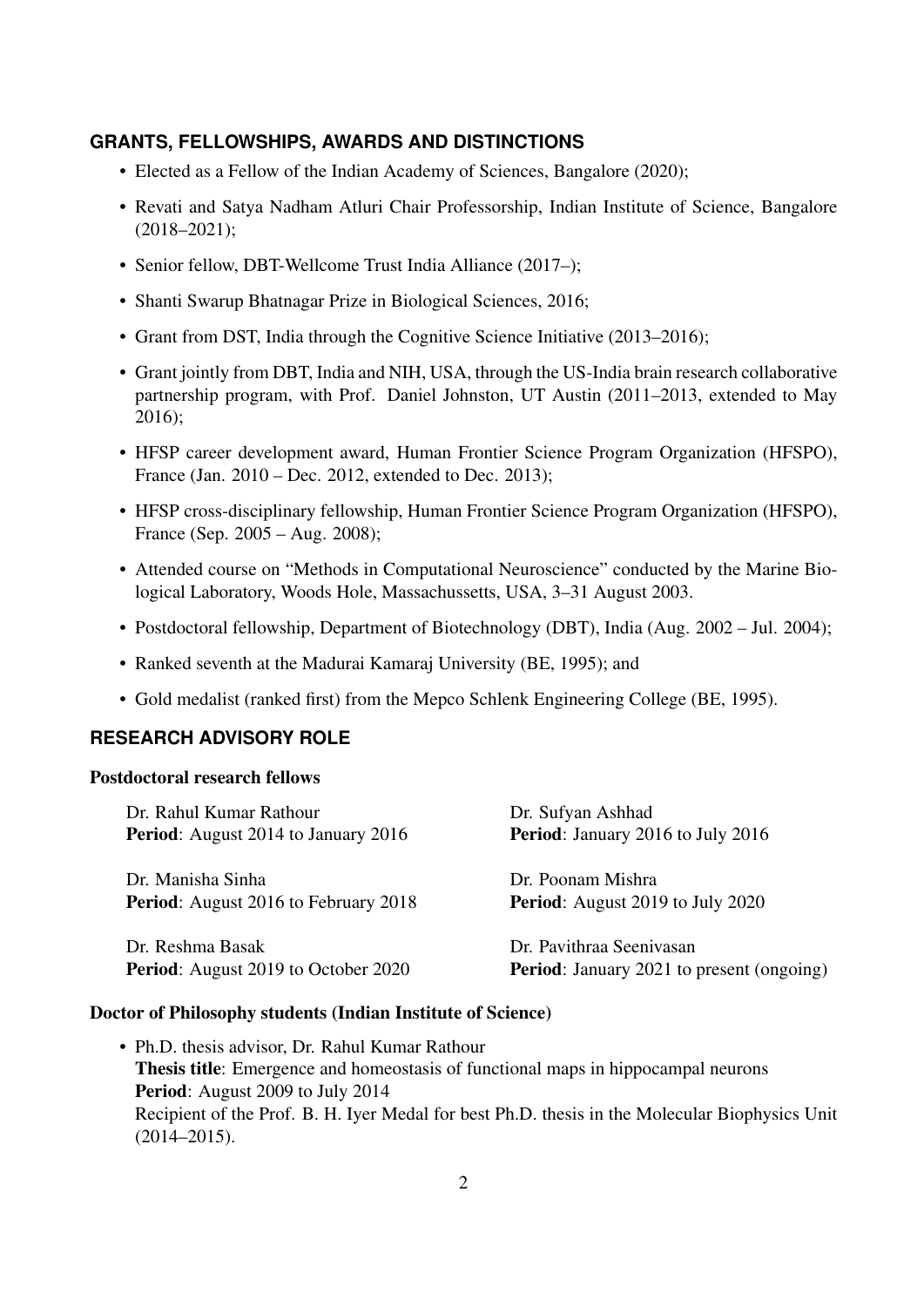## GRANTS, FELLOWSHIPS, AWARDS AND DISTINCTIONS

- Elected as a Fellow of the Indian Academy of Sciences, Bangalore (2020);
- Revati and Satya Nadham Atluri Chair Professorship, Indian Institute of Science, Bangalore (2018–2021);
- Senior fellow, DBT-Wellcome Trust India Alliance (2017–);
- Shanti Swarup Bhatnagar Prize in Biological Sciences, 2016;
- Grant from DST, India through the Cognitive Science Initiative (2013–2016);
- Grant jointly from DBT, India and NIH, USA, through the US-India brain research collaborative partnership program, with Prof. Daniel Johnston, UT Austin (2011–2013, extended to May 2016);
- HFSP career development award, Human Frontier Science Program Organization (HFSPO), France (Jan. 2010 – Dec. 2012, extended to Dec. 2013);
- HFSP cross-disciplinary fellowship, Human Frontier Science Program Organization (HFSPO), France (Sep. 2005 – Aug. 2008);
- Attended course on "Methods in Computational Neuroscience" conducted by the Marine Biological Laboratory, Woods Hole, Massachussetts, USA, 3–31 August 2003.
- Postdoctoral fellowship, Department of Biotechnology (DBT), India (Aug. 2002 – Jul. 2004);
- Ranked seventh at the Madurai Kamaraj University (BE, 1995); and
- Gold medalist (ranked first) from the Mepco Schlenk Engineering College (BE, 1995).

## RESEARCH ADVISORY ROLE

### Postdoctoral research fellows

Dr. Rahul Kumar Rathour
**Period**: August 2014 to January 2016

Dr. Sufyan Ashhad
**Period**: January 2016 to July 2016

Dr. Manisha Sinha
**Period**: August 2016 to February 2018

Dr. Poonam Mishra
**Period**: August 2019 to July 2020

Dr. Reshma Basak
**Period**: August 2019 to October 2020

Dr. Pavithraa Seenivasan
**Period**: January 2021 to present (ongoing)

### Doctor of Philosophy students (Indian Institute of Science)

- Ph.D. thesis advisor, Dr. Rahul Kumar Rathour
  **Thesis title**: Emergence and homeostasis of functional maps in hippocampal neurons
  **Period**: August 2009 to July 2014
  Recipient of the Prof. B. H. Iyer Medal for best Ph.D. thesis in the Molecular Biophysics Unit (2014–2015).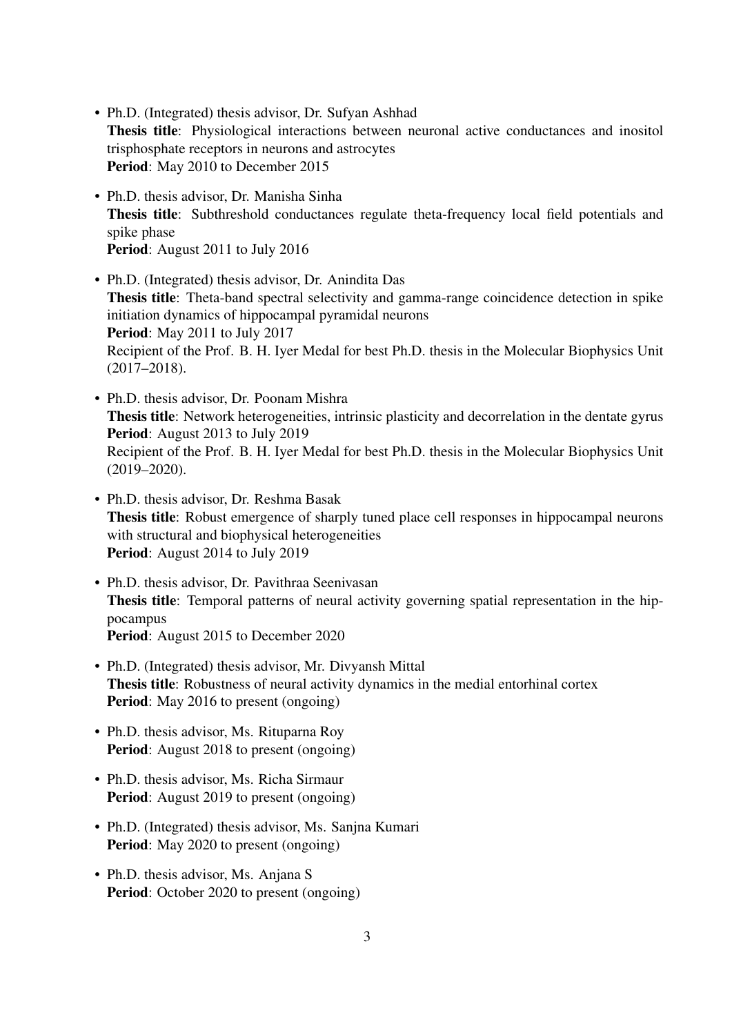- Ph.D. (Integrated) thesis advisor, Dr. Sufyan Ashhad
  **Thesis title**: Physiological interactions between neuronal active conductances and inositol trisphosphate receptors in neurons and astrocytes
  **Period**: May 2010 to December 2015

- Ph.D. thesis advisor, Dr. Manisha Sinha
  **Thesis title**: Subthreshold conductances regulate theta-frequency local field potentials and spike phase
  **Period**: August 2011 to July 2016

- Ph.D. (Integrated) thesis advisor, Dr. Anindita Das
  **Thesis title**: Theta-band spectral selectivity and gamma-range coincidence detection in spike initiation dynamics of hippocampal pyramidal neurons
  **Period**: May 2011 to July 2017
  Recipient of the Prof. B. H. Iyer Medal for best Ph.D. thesis in the Molecular Biophysics Unit (2017–2018).

- Ph.D. thesis advisor, Dr. Poonam Mishra
  **Thesis title**: Network heterogeneities, intrinsic plasticity and decorrelation in the dentate gyrus
  **Period**: August 2013 to July 2019
  Recipient of the Prof. B. H. Iyer Medal for best Ph.D. thesis in the Molecular Biophysics Unit (2019–2020).

- Ph.D. thesis advisor, Dr. Reshma Basak
  **Thesis title**: Robust emergence of sharply tuned place cell responses in hippocampal neurons with structural and biophysical heterogeneities
  **Period**: August 2014 to July 2019

- Ph.D. thesis advisor, Dr. Pavithraa Seenivasan
  **Thesis title**: Temporal patterns of neural activity governing spatial representation in the hippocampus
  **Period**: August 2015 to December 2020

- Ph.D. (Integrated) thesis advisor, Mr. Divyansh Mittal
  **Thesis title**: Robustness of neural activity dynamics in the medial entorhinal cortex
  **Period**: May 2016 to present (ongoing)

- Ph.D. thesis advisor, Ms. Rituparna Roy
  **Period**: August 2018 to present (ongoing)

- Ph.D. thesis advisor, Ms. Richa Sirmaur
  **Period**: August 2019 to present (ongoing)

- Ph.D. (Integrated) thesis advisor, Ms. Sanjna Kumari
  **Period**: May 2020 to present (ongoing)

- Ph.D. thesis advisor, Ms. Anjana S
  **Period**: October 2020 to present (ongoing)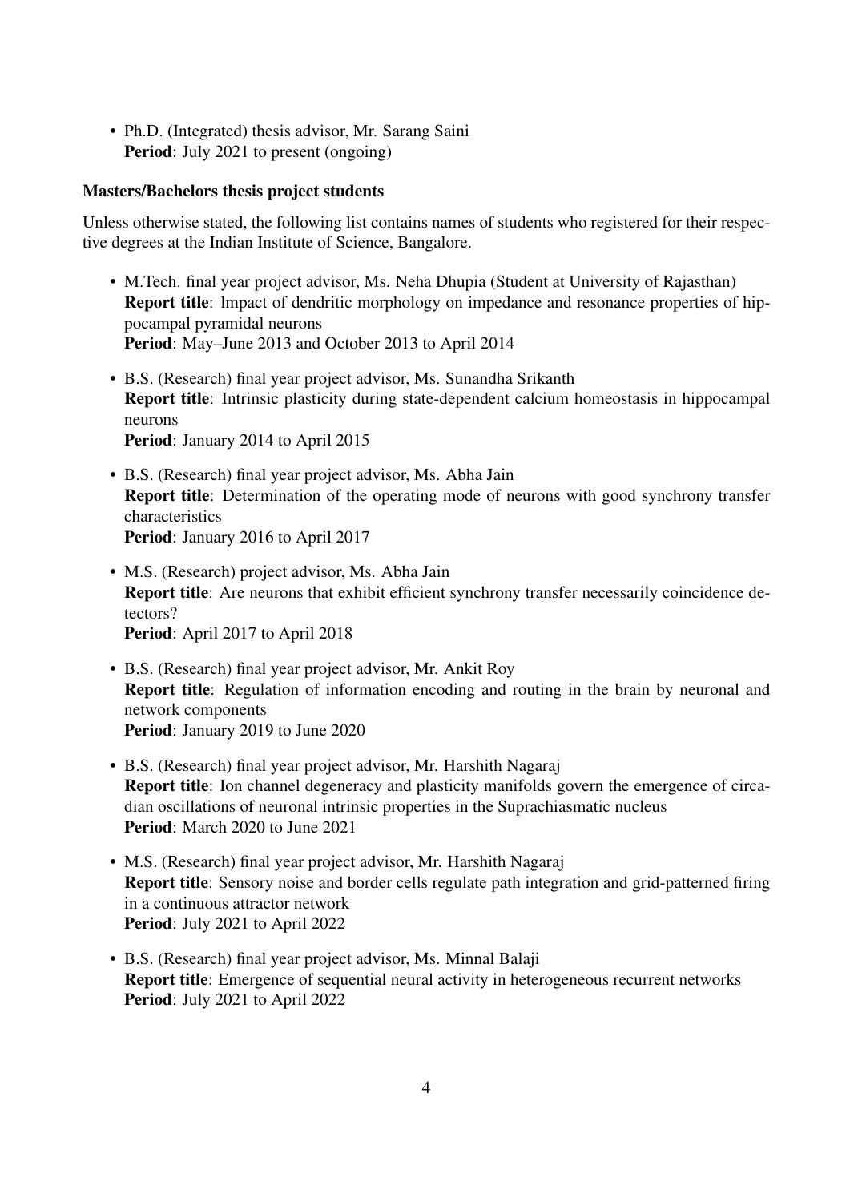- Ph.D. (Integrated) thesis advisor, Mr. Sarang Saini
  **Period**: July 2021 to present (ongoing)

**Masters/Bachelors thesis project students**

Unless otherwise stated, the following list contains names of students who registered for their respective degrees at the Indian Institute of Science, Bangalore.

- M.Tech. final year project advisor, Ms. Neha Dhupia (Student at University of Rajasthan)
  **Report title**: lmpact of dendritic morphology on impedance and resonance properties of hippocampal pyramidal neurons
  **Period**: May–June 2013 and October 2013 to April 2014
- B.S. (Research) final year project advisor, Ms. Sunandha Srikanth
  **Report title**: Intrinsic plasticity during state-dependent calcium homeostasis in hippocampal neurons
  **Period**: January 2014 to April 2015
- B.S. (Research) final year project advisor, Ms. Abha Jain
  **Report title**: Determination of the operating mode of neurons with good synchrony transfer characteristics
  **Period**: January 2016 to April 2017
- M.S. (Research) project advisor, Ms. Abha Jain
  **Report title**: Are neurons that exhibit efficient synchrony transfer necessarily coincidence detectors?
  **Period**: April 2017 to April 2018
- B.S. (Research) final year project advisor, Mr. Ankit Roy
  **Report title**: Regulation of information encoding and routing in the brain by neuronal and network components
  **Period**: January 2019 to June 2020
- B.S. (Research) final year project advisor, Mr. Harshith Nagaraj
  **Report title**: Ion channel degeneracy and plasticity manifolds govern the emergence of circadian oscillations of neuronal intrinsic properties in the Suprachiasmatic nucleus
  **Period**: March 2020 to June 2021
- M.S. (Research) final year project advisor, Mr. Harshith Nagaraj
  **Report title**: Sensory noise and border cells regulate path integration and grid-patterned firing in a continuous attractor network
  **Period**: July 2021 to April 2022
- B.S. (Research) final year project advisor, Ms. Minnal Balaji
  **Report title**: Emergence of sequential neural activity in heterogeneous recurrent networks
  **Period**: July 2021 to April 2022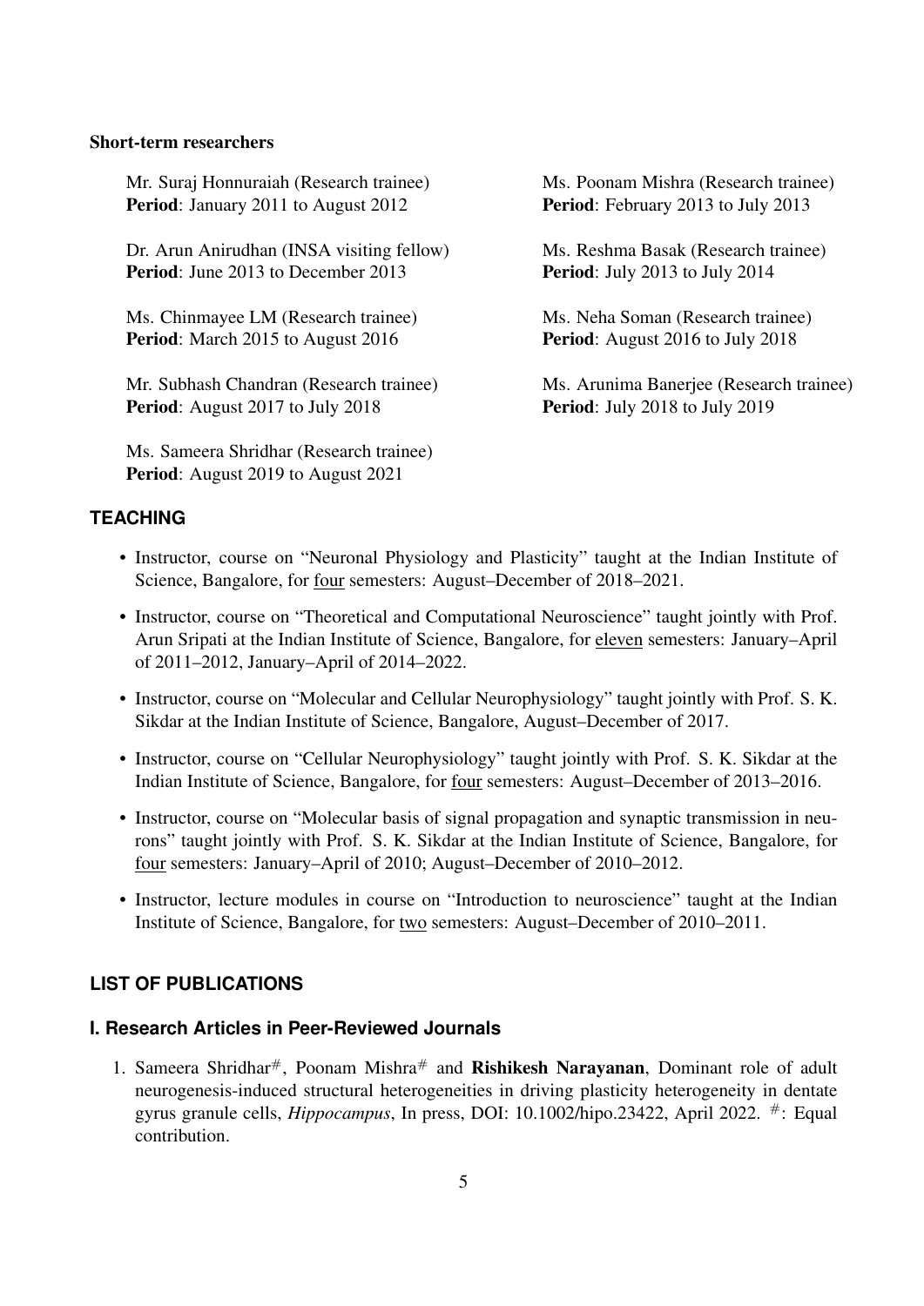**Short-term researchers**

Mr. Suraj Honnuraiah (Research trainee)
**Period**: January 2011 to August 2012

Ms. Poonam Mishra (Research trainee)
**Period**: February 2013 to July 2013

Dr. Arun Anirudhan (INSA visiting fellow)
**Period**: June 2013 to December 2013

Ms. Reshma Basak (Research trainee)
**Period**: July 2013 to July 2014

Ms. Chinmayee LM (Research trainee)
**Period**: March 2015 to August 2016

Ms. Neha Soman (Research trainee)
**Period**: August 2016 to July 2018

Mr. Subhash Chandran (Research trainee)
**Period**: August 2017 to July 2018

Ms. Arunima Banerjee (Research trainee)
**Period**: July 2018 to July 2019

Ms. Sameera Shridhar (Research trainee)
**Period**: August 2019 to August 2021

## TEACHING

- Instructor, course on "Neuronal Physiology and Plasticity" taught at the Indian Institute of Science, Bangalore, for four semesters: August–December of 2018–2021.
- Instructor, course on "Theoretical and Computational Neuroscience" taught jointly with Prof. Arun Sripati at the Indian Institute of Science, Bangalore, for eleven semesters: January–April of 2011–2012, January–April of 2014–2022.
- Instructor, course on "Molecular and Cellular Neurophysiology" taught jointly with Prof. S. K. Sikdar at the Indian Institute of Science, Bangalore, August–December of 2017.
- Instructor, course on "Cellular Neurophysiology" taught jointly with Prof. S. K. Sikdar at the Indian Institute of Science, Bangalore, for four semesters: August–December of 2013–2016.
- Instructor, course on "Molecular basis of signal propagation and synaptic transmission in neurons" taught jointly with Prof. S. K. Sikdar at the Indian Institute of Science, Bangalore, for four semesters: January–April of 2010; August–December of 2010–2012.
- Instructor, lecture modules in course on "Introduction to neuroscience" taught at the Indian Institute of Science, Bangalore, for two semesters: August–December of 2010–2011.

## LIST OF PUBLICATIONS

### I. Research Articles in Peer-Reviewed Journals

1. Sameera Shridhar#, Poonam Mishra# and **Rishikesh Narayanan**, Dominant role of adult neurogenesis-induced structural heterogeneities in driving plasticity heterogeneity in dentate gyrus granule cells, *Hippocampus*, In press, DOI: 10.1002/hipo.23422, April 2022. #: Equal contribution.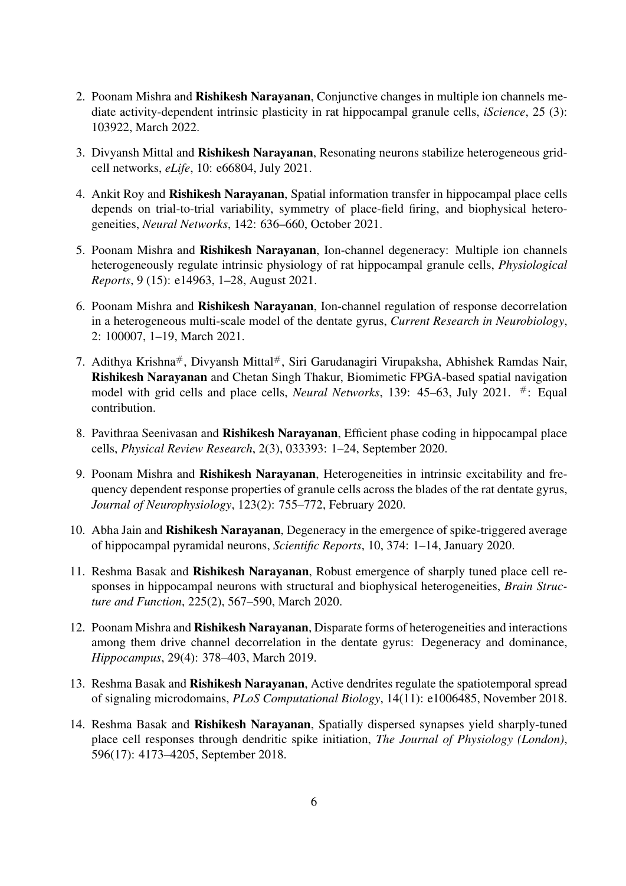2. Poonam Mishra and **Rishikesh Narayanan**, Conjunctive changes in multiple ion channels mediate activity-dependent intrinsic plasticity in rat hippocampal granule cells, *iScience*, 25 (3): 103922, March 2022.

3. Divyansh Mittal and **Rishikesh Narayanan**, Resonating neurons stabilize heterogeneous grid-cell networks, *eLife*, 10: e66804, July 2021.

4. Ankit Roy and **Rishikesh Narayanan**, Spatial information transfer in hippocampal place cells depends on trial-to-trial variability, symmetry of place-field firing, and biophysical heterogeneities, *Neural Networks*, 142: 636–660, October 2021.

5. Poonam Mishra and **Rishikesh Narayanan**, Ion-channel degeneracy: Multiple ion channels heterogeneously regulate intrinsic physiology of rat hippocampal granule cells, *Physiological Reports*, 9 (15): e14963, 1–28, August 2021.

6. Poonam Mishra and **Rishikesh Narayanan**, Ion-channel regulation of response decorrelation in a heterogeneous multi-scale model of the dentate gyrus, *Current Research in Neurobiology*, 2: 100007, 1–19, March 2021.

7. Adithya Krishna[#], Divyansh Mittal[#], Siri Garudanagiri Virupaksha, Abhishek Ramdas Nair, **Rishikesh Narayanan** and Chetan Singh Thakur, Biomimetic FPGA-based spatial navigation model with grid cells and place cells, *Neural Networks*, 139: 45–63, July 2021. [#]: Equal contribution.

8. Pavithraa Seenivasan and **Rishikesh Narayanan**, Efficient phase coding in hippocampal place cells, *Physical Review Research*, 2(3), 033393: 1–24, September 2020.

9. Poonam Mishra and **Rishikesh Narayanan**, Heterogeneities in intrinsic excitability and frequency dependent response properties of granule cells across the blades of the rat dentate gyrus, *Journal of Neurophysiology*, 123(2): 755–772, February 2020.

10. Abha Jain and **Rishikesh Narayanan**, Degeneracy in the emergence of spike-triggered average of hippocampal pyramidal neurons, *Scientific Reports*, 10, 374: 1–14, January 2020.

11. Reshma Basak and **Rishikesh Narayanan**, Robust emergence of sharply tuned place cell responses in hippocampal neurons with structural and biophysical heterogeneities, *Brain Structure and Function*, 225(2), 567–590, March 2020.

12. Poonam Mishra and **Rishikesh Narayanan**, Disparate forms of heterogeneities and interactions among them drive channel decorrelation in the dentate gyrus: Degeneracy and dominance, *Hippocampus*, 29(4): 378–403, March 2019.

13. Reshma Basak and **Rishikesh Narayanan**, Active dendrites regulate the spatiotemporal spread of signaling microdomains, *PLoS Computational Biology*, 14(11): e1006485, November 2018.

14. Reshma Basak and **Rishikesh Narayanan**, Spatially dispersed synapses yield sharply-tuned place cell responses through dendritic spike initiation, *The Journal of Physiology (London)*, 596(17): 4173–4205, September 2018.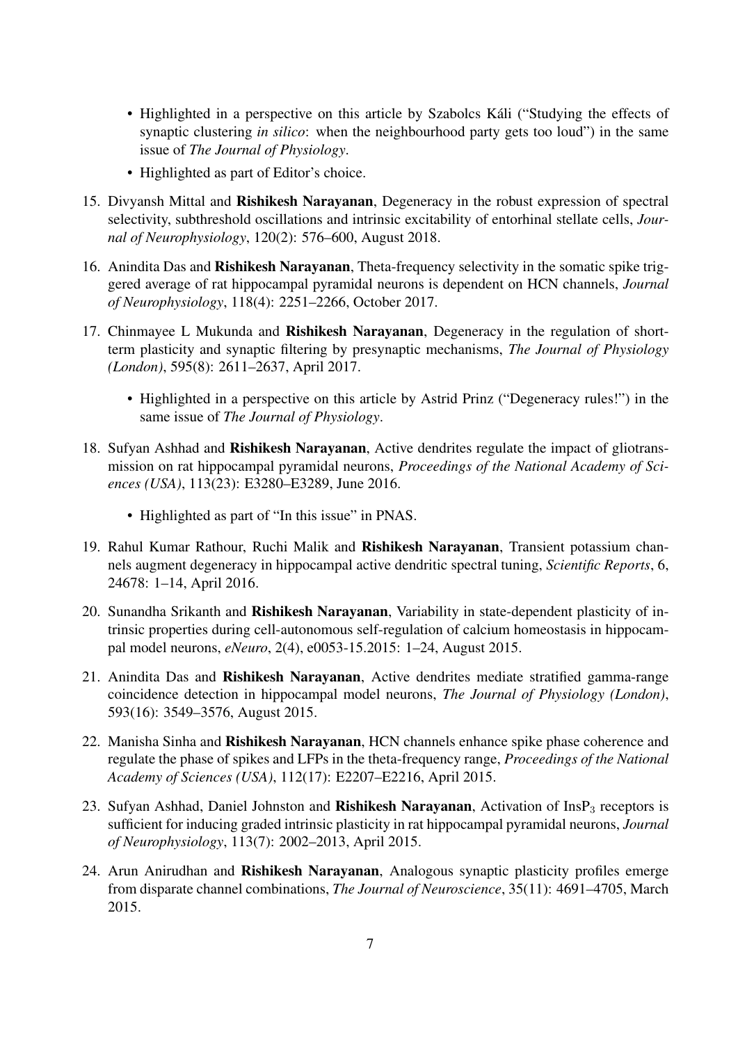- Highlighted in a perspective on this article by Szabolcs Káli ("Studying the effects of synaptic clustering *in silico*: when the neighbourhood party gets too loud") in the same issue of *The Journal of Physiology*.
- Highlighted as part of Editor's choice.

15. Divyansh Mittal and **Rishikesh Narayanan**, Degeneracy in the robust expression of spectral selectivity, subthreshold oscillations and intrinsic excitability of entorhinal stellate cells, *Journal of Neurophysiology*, 120(2): 576–600, August 2018.

16. Anindita Das and **Rishikesh Narayanan**, Theta-frequency selectivity in the somatic spike triggered average of rat hippocampal pyramidal neurons is dependent on HCN channels, *Journal of Neurophysiology*, 118(4): 2251–2266, October 2017.

17. Chinmayee L Mukunda and **Rishikesh Narayanan**, Degeneracy in the regulation of short-term plasticity and synaptic filtering by presynaptic mechanisms, *The Journal of Physiology (London)*, 595(8): 2611–2637, April 2017.
    - Highlighted in a perspective on this article by Astrid Prinz ("Degeneracy rules!") in the same issue of *The Journal of Physiology*.

18. Sufyan Ashhad and **Rishikesh Narayanan**, Active dendrites regulate the impact of gliotransmission on rat hippocampal pyramidal neurons, *Proceedings of the National Academy of Sciences (USA)*, 113(23): E3280–E3289, June 2016.
    - Highlighted as part of "In this issue" in PNAS.

19. Rahul Kumar Rathour, Ruchi Malik and **Rishikesh Narayanan**, Transient potassium channels augment degeneracy in hippocampal active dendritic spectral tuning, *Scientific Reports*, 6, 24678: 1–14, April 2016.

20. Sunandha Srikanth and **Rishikesh Narayanan**, Variability in state-dependent plasticity of intrinsic properties during cell-autonomous self-regulation of calcium homeostasis in hippocampal model neurons, *eNeuro*, 2(4), e0053-15.2015: 1–24, August 2015.

21. Anindita Das and **Rishikesh Narayanan**, Active dendrites mediate stratified gamma-range coincidence detection in hippocampal model neurons, *The Journal of Physiology (London)*, 593(16): 3549–3576, August 2015.

22. Manisha Sinha and **Rishikesh Narayanan**, HCN channels enhance spike phase coherence and regulate the phase of spikes and LFPs in the theta-frequency range, *Proceedings of the National Academy of Sciences (USA)*, 112(17): E2207–E2216, April 2015.

23. Sufyan Ashhad, Daniel Johnston and **Rishikesh Narayanan**, Activation of $InsP_3$ receptors is sufficient for inducing graded intrinsic plasticity in rat hippocampal pyramidal neurons, *Journal of Neurophysiology*, 113(7): 2002–2013, April 2015.

24. Arun Anirudhan and **Rishikesh Narayanan**, Analogous synaptic plasticity profiles emerge from disparate channel combinations, *The Journal of Neuroscience*, 35(11): 4691–4705, March 2015.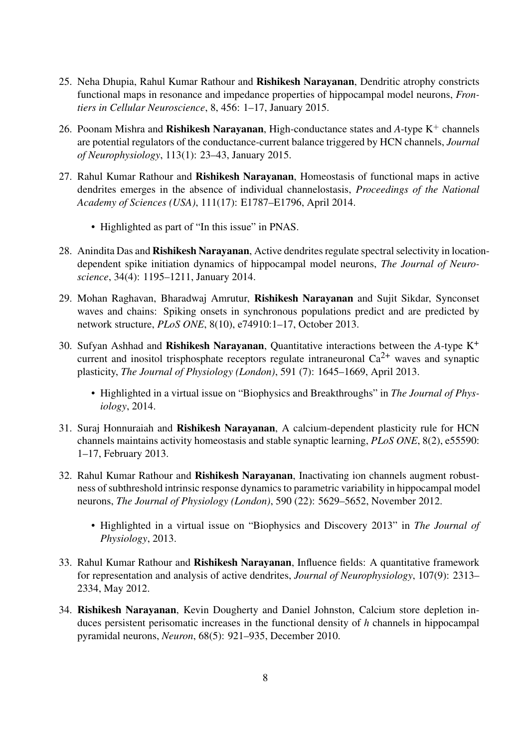25. Neha Dhupia, Rahul Kumar Rathour and **Rishikesh Narayanan**, Dendritic atrophy constricts functional maps in resonance and impedance properties of hippocampal model neurons, *Frontiers in Cellular Neuroscience*, 8, 456: 1–17, January 2015.

26. Poonam Mishra and **Rishikesh Narayanan**, High-conductance states and *A*-type $K^+$ channels are potential regulators of the conductance-current balance triggered by HCN channels, *Journal of Neurophysiology*, 113(1): 23–43, January 2015.

27. Rahul Kumar Rathour and **Rishikesh Narayanan**, Homeostasis of functional maps in active dendrites emerges in the absence of individual channelostasis, *Proceedings of the National Academy of Sciences (USA)*, 111(17): E1787–E1796, April 2014.

    - Highlighted as part of "In this issue" in PNAS.

28. Anindita Das and **Rishikesh Narayanan**, Active dendrites regulate spectral selectivity in location-dependent spike initiation dynamics of hippocampal model neurons, *The Journal of Neuroscience*, 34(4): 1195–1211, January 2014.

29. Mohan Raghavan, Bharadwaj Amrutur, **Rishikesh Narayanan** and Sujit Sikdar, Synconset waves and chains: Spiking onsets in synchronous populations predict and are predicted by network structure, *PLoS ONE*, 8(10), e74910:1–17, October 2013.

30. Sufyan Ashhad and **Rishikesh Narayanan**, Quantitative interactions between the *A*-type $K^+$ current and inositol trisphosphate receptors regulate intraneuronal $Ca^{2+}$ waves and synaptic plasticity, *The Journal of Physiology (London)*, 591 (7): 1645–1669, April 2013.

    - Highlighted in a virtual issue on "Biophysics and Breakthroughs" in *The Journal of Physiology*, 2014.

31. Suraj Honnuraiah and **Rishikesh Narayanan**, A calcium-dependent plasticity rule for HCN channels maintains activity homeostasis and stable synaptic learning, *PLoS ONE*, 8(2), e55590: 1–17, February 2013.

32. Rahul Kumar Rathour and **Rishikesh Narayanan**, Inactivating ion channels augment robustness of subthreshold intrinsic response dynamics to parametric variability in hippocampal model neurons, *The Journal of Physiology (London)*, 590 (22): 5629–5652, November 2012.

    - Highlighted in a virtual issue on "Biophysics and Discovery 2013" in *The Journal of Physiology*, 2013.

33. Rahul Kumar Rathour and **Rishikesh Narayanan**, Influence fields: A quantitative framework for representation and analysis of active dendrites, *Journal of Neurophysiology*, 107(9): 2313–2334, May 2012.

34. **Rishikesh Narayanan**, Kevin Dougherty and Daniel Johnston, Calcium store depletion induces persistent perisomatic increases in the functional density of *h* channels in hippocampal pyramidal neurons, *Neuron*, 68(5): 921–935, December 2010.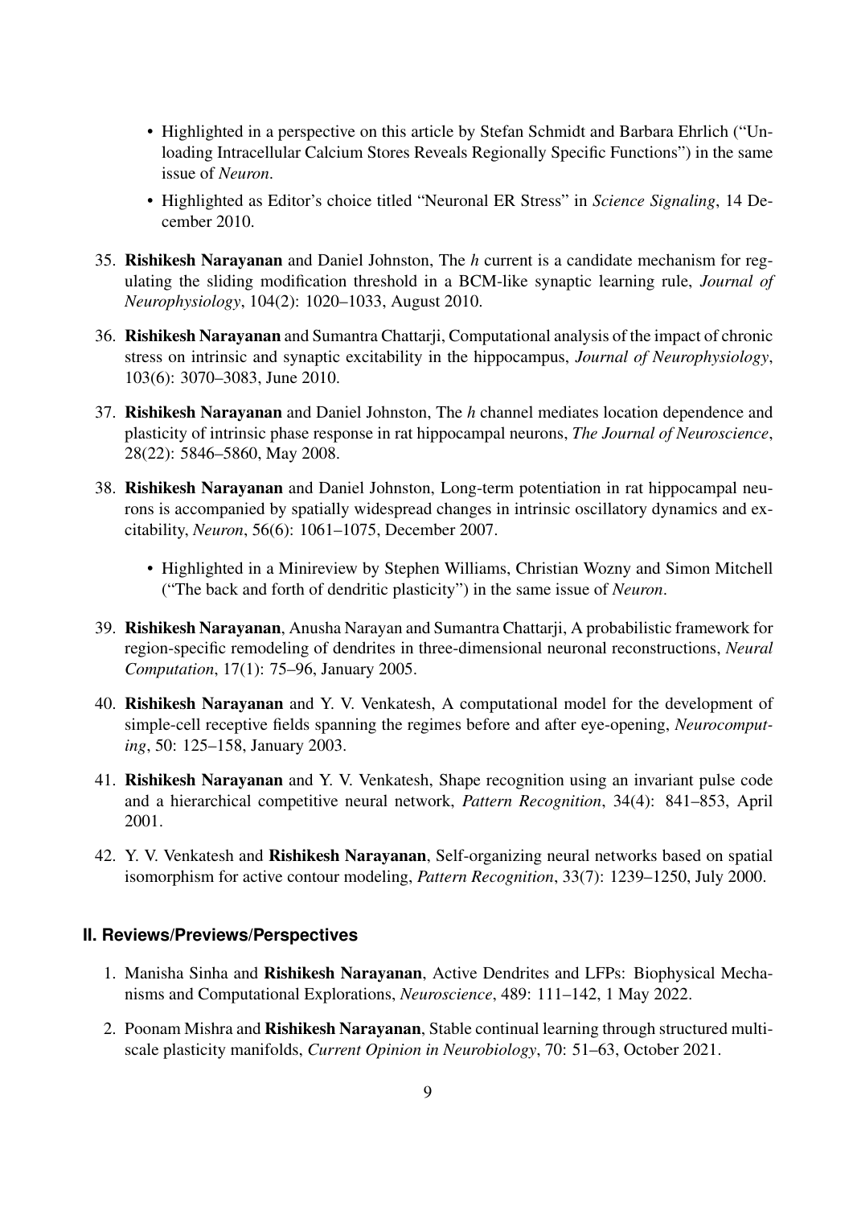- Highlighted in a perspective on this article by Stefan Schmidt and Barbara Ehrlich ("Unloading Intracellular Calcium Stores Reveals Regionally Specific Functions") in the same issue of *Neuron*.
- Highlighted as Editor's choice titled "Neuronal ER Stress" in *Science Signaling*, 14 December 2010.

35. **Rishikesh Narayanan** and Daniel Johnston, The *h* current is a candidate mechanism for regulating the sliding modification threshold in a BCM-like synaptic learning rule, *Journal of Neurophysiology*, 104(2): 1020–1033, August 2010.

36. **Rishikesh Narayanan** and Sumantra Chattarji, Computational analysis of the impact of chronic stress on intrinsic and synaptic excitability in the hippocampus, *Journal of Neurophysiology*, 103(6): 3070–3083, June 2010.

37. **Rishikesh Narayanan** and Daniel Johnston, The *h* channel mediates location dependence and plasticity of intrinsic phase response in rat hippocampal neurons, *The Journal of Neuroscience*, 28(22): 5846–5860, May 2008.

38. **Rishikesh Narayanan** and Daniel Johnston, Long-term potentiation in rat hippocampal neurons is accompanied by spatially widespread changes in intrinsic oscillatory dynamics and excitability, *Neuron*, 56(6): 1061–1075, December 2007.
    - Highlighted in a Minireview by Stephen Williams, Christian Wozny and Simon Mitchell ("The back and forth of dendritic plasticity") in the same issue of *Neuron*.

39. **Rishikesh Narayanan**, Anusha Narayan and Sumantra Chattarji, A probabilistic framework for region-specific remodeling of dendrites in three-dimensional neuronal reconstructions, *Neural Computation*, 17(1): 75–96, January 2005.

40. **Rishikesh Narayanan** and Y. V. Venkatesh, A computational model for the development of simple-cell receptive fields spanning the regimes before and after eye-opening, *Neurocomputing*, 50: 125–158, January 2003.

41. **Rishikesh Narayanan** and Y. V. Venkatesh, Shape recognition using an invariant pulse code and a hierarchical competitive neural network, *Pattern Recognition*, 34(4): 841–853, April 2001.

42. Y. V. Venkatesh and **Rishikesh Narayanan**, Self-organizing neural networks based on spatial isomorphism for active contour modeling, *Pattern Recognition*, 33(7): 1239–1250, July 2000.

### II. Reviews/Previews/Perspectives

1. Manisha Sinha and **Rishikesh Narayanan**, Active Dendrites and LFPs: Biophysical Mechanisms and Computational Explorations, *Neuroscience*, 489: 111–142, 1 May 2022.

2. Poonam Mishra and **Rishikesh Narayanan**, Stable continual learning through structured multiscale plasticity manifolds, *Current Opinion in Neurobiology*, 70: 51–63, October 2021.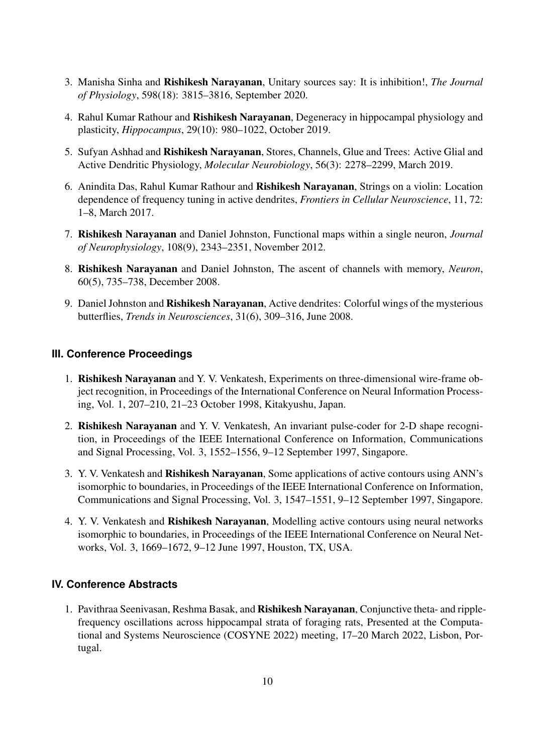3. Manisha Sinha and **Rishikesh Narayanan**, Unitary sources say: It is inhibition!, *The Journal of Physiology*, 598(18): 3815–3816, September 2020.

4. Rahul Kumar Rathour and **Rishikesh Narayanan**, Degeneracy in hippocampal physiology and plasticity, *Hippocampus*, 29(10): 980–1022, October 2019.

5. Sufyan Ashhad and **Rishikesh Narayanan**, Stores, Channels, Glue and Trees: Active Glial and Active Dendritic Physiology, *Molecular Neurobiology*, 56(3): 2278–2299, March 2019.

6. Anindita Das, Rahul Kumar Rathour and **Rishikesh Narayanan**, Strings on a violin: Location dependence of frequency tuning in active dendrites, *Frontiers in Cellular Neuroscience*, 11, 72: 1–8, March 2017.

7. **Rishikesh Narayanan** and Daniel Johnston, Functional maps within a single neuron, *Journal of Neurophysiology*, 108(9), 2343–2351, November 2012.

8. **Rishikesh Narayanan** and Daniel Johnston, The ascent of channels with memory, *Neuron*, 60(5), 735–738, December 2008.

9. Daniel Johnston and **Rishikesh Narayanan**, Active dendrites: Colorful wings of the mysterious butterflies, *Trends in Neurosciences*, 31(6), 309–316, June 2008.

### III. Conference Proceedings

1. **Rishikesh Narayanan** and Y. V. Venkatesh, Experiments on three-dimensional wire-frame object recognition, in Proceedings of the International Conference on Neural Information Processing, Vol. 1, 207–210, 21–23 October 1998, Kitakyushu, Japan.

2. **Rishikesh Narayanan** and Y. V. Venkatesh, An invariant pulse-coder for 2-D shape recognition, in Proceedings of the IEEE International Conference on Information, Communications and Signal Processing, Vol. 3, 1552–1556, 9–12 September 1997, Singapore.

3. Y. V. Venkatesh and **Rishikesh Narayanan**, Some applications of active contours using ANN's isomorphic to boundaries, in Proceedings of the IEEE International Conference on Information, Communications and Signal Processing, Vol. 3, 1547–1551, 9–12 September 1997, Singapore.

4. Y. V. Venkatesh and **Rishikesh Narayanan**, Modelling active contours using neural networks isomorphic to boundaries, in Proceedings of the IEEE International Conference on Neural Networks, Vol. 3, 1669–1672, 9–12 June 1997, Houston, TX, USA.

### IV. Conference Abstracts

1. Pavithraa Seenivasan, Reshma Basak, and **Rishikesh Narayanan**, Conjunctive theta- and ripple-frequency oscillations across hippocampal strata of foraging rats, Presented at the Computational and Systems Neuroscience (COSYNE 2022) meeting, 17–20 March 2022, Lisbon, Portugal.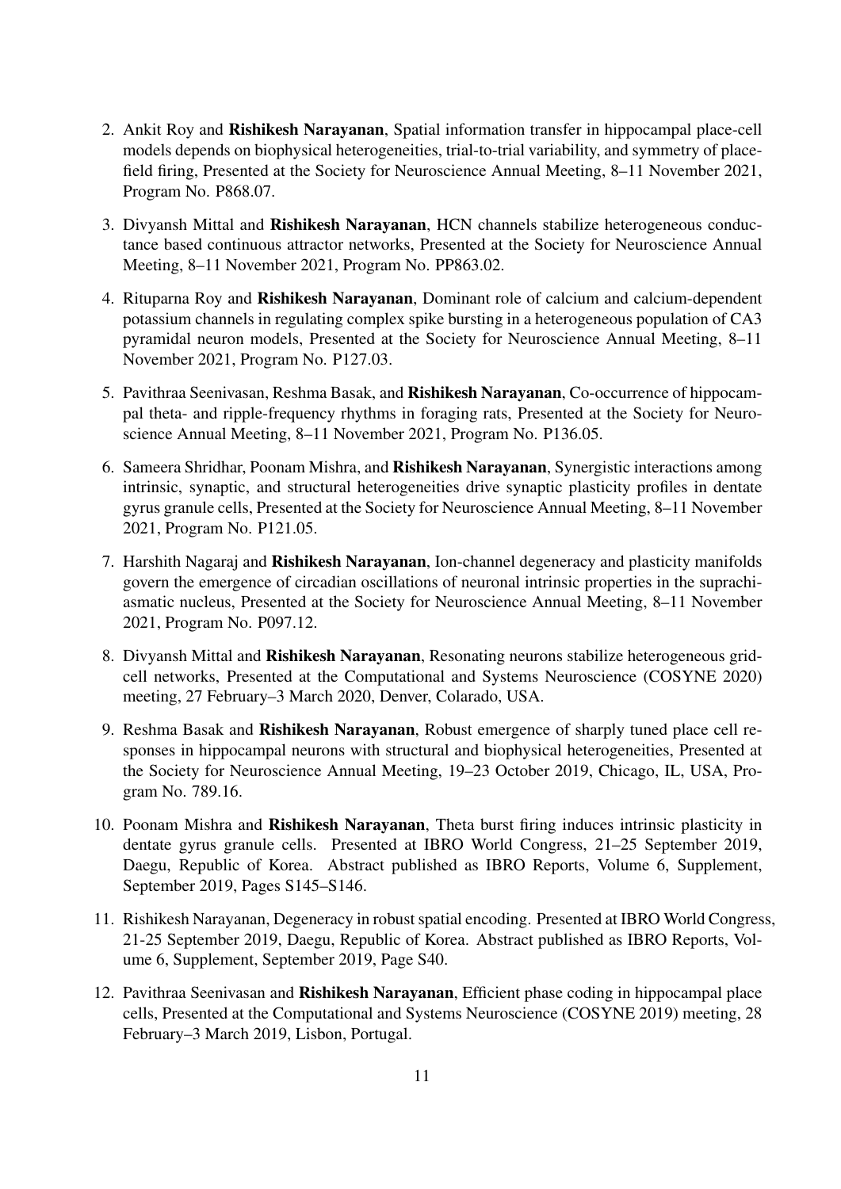2. Ankit Roy and **Rishikesh Narayanan**, Spatial information transfer in hippocampal place-cell models depends on biophysical heterogeneities, trial-to-trial variability, and symmetry of place-field firing, Presented at the Society for Neuroscience Annual Meeting, 8–11 November 2021, Program No. P868.07.

3. Divyansh Mittal and **Rishikesh Narayanan**, HCN channels stabilize heterogeneous conductance based continuous attractor networks, Presented at the Society for Neuroscience Annual Meeting, 8–11 November 2021, Program No. PP863.02.

4. Rituparna Roy and **Rishikesh Narayanan**, Dominant role of calcium and calcium-dependent potassium channels in regulating complex spike bursting in a heterogeneous population of CA3 pyramidal neuron models, Presented at the Society for Neuroscience Annual Meeting, 8–11 November 2021, Program No. P127.03.

5. Pavithraa Seenivasan, Reshma Basak, and **Rishikesh Narayanan**, Co-occurrence of hippocampal theta- and ripple-frequency rhythms in foraging rats, Presented at the Society for Neuroscience Annual Meeting, 8–11 November 2021, Program No. P136.05.

6. Sameera Shridhar, Poonam Mishra, and **Rishikesh Narayanan**, Synergistic interactions among intrinsic, synaptic, and structural heterogeneities drive synaptic plasticity profiles in dentate gyrus granule cells, Presented at the Society for Neuroscience Annual Meeting, 8–11 November 2021, Program No. P121.05.

7. Harshith Nagaraj and **Rishikesh Narayanan**, Ion-channel degeneracy and plasticity manifolds govern the emergence of circadian oscillations of neuronal intrinsic properties in the suprachiasmatic nucleus, Presented at the Society for Neuroscience Annual Meeting, 8–11 November 2021, Program No. P097.12.

8. Divyansh Mittal and **Rishikesh Narayanan**, Resonating neurons stabilize heterogeneous grid-cell networks, Presented at the Computational and Systems Neuroscience (COSYNE 2020) meeting, 27 February–3 March 2020, Denver, Colarado, USA.

9. Reshma Basak and **Rishikesh Narayanan**, Robust emergence of sharply tuned place cell responses in hippocampal neurons with structural and biophysical heterogeneities, Presented at the Society for Neuroscience Annual Meeting, 19–23 October 2019, Chicago, IL, USA, Program No. 789.16.

10. Poonam Mishra and **Rishikesh Narayanan**, Theta burst firing induces intrinsic plasticity in dentate gyrus granule cells. Presented at IBRO World Congress, 21–25 September 2019, Daegu, Republic of Korea. Abstract published as IBRO Reports, Volume 6, Supplement, September 2019, Pages S145–S146.

11. Rishikesh Narayanan, Degeneracy in robust spatial encoding. Presented at IBRO World Congress, 21-25 September 2019, Daegu, Republic of Korea. Abstract published as IBRO Reports, Volume 6, Supplement, September 2019, Page S40.

12. Pavithraa Seenivasan and **Rishikesh Narayanan**, Efficient phase coding in hippocampal place cells, Presented at the Computational and Systems Neuroscience (COSYNE 2019) meeting, 28 February–3 March 2019, Lisbon, Portugal.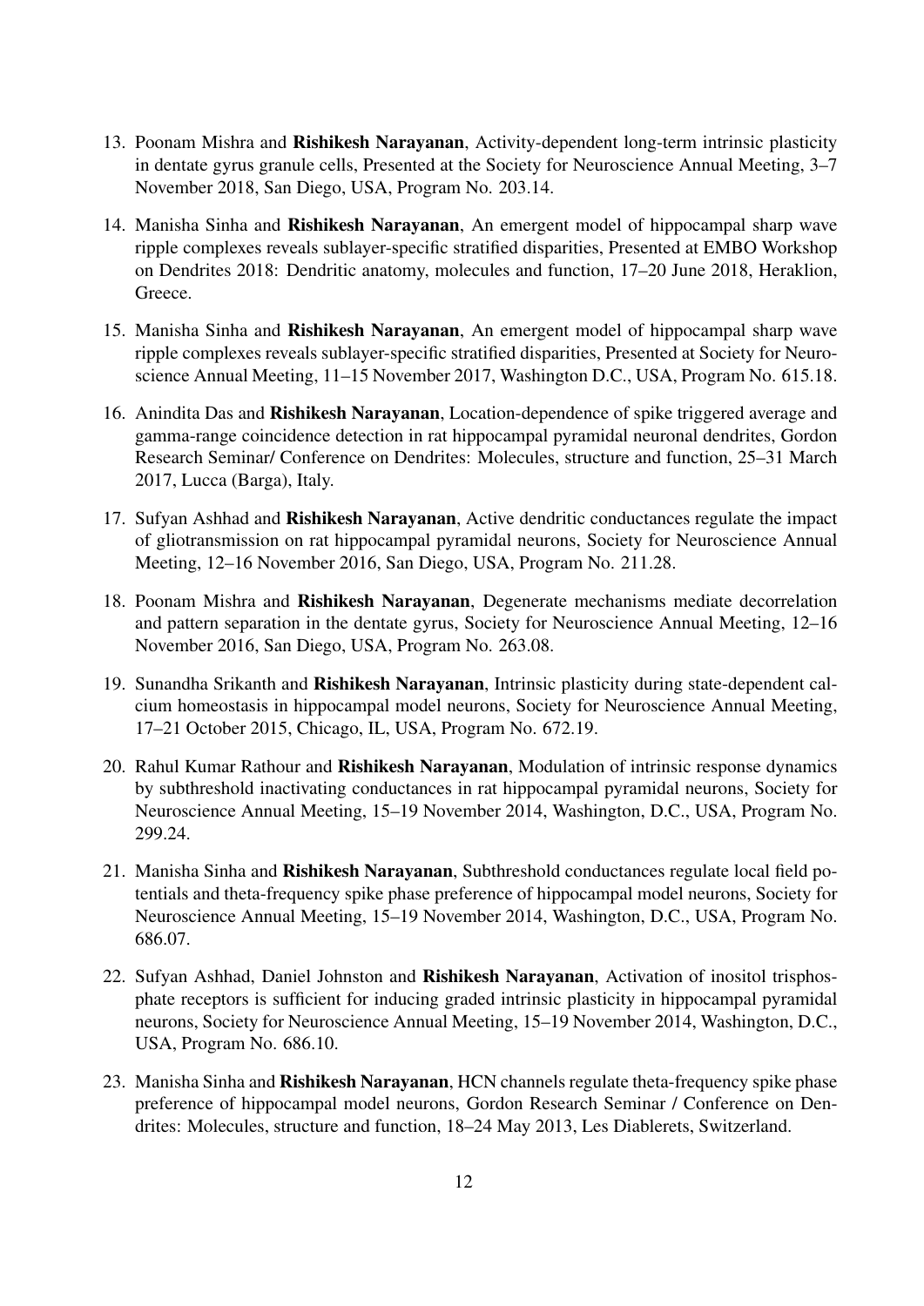13. Poonam Mishra and **Rishikesh Narayanan**, Activity-dependent long-term intrinsic plasticity in dentate gyrus granule cells, Presented at the Society for Neuroscience Annual Meeting, 3–7 November 2018, San Diego, USA, Program No. 203.14.

14. Manisha Sinha and **Rishikesh Narayanan**, An emergent model of hippocampal sharp wave ripple complexes reveals sublayer-specific stratified disparities, Presented at EMBO Workshop on Dendrites 2018: Dendritic anatomy, molecules and function, 17–20 June 2018, Heraklion, Greece.

15. Manisha Sinha and **Rishikesh Narayanan**, An emergent model of hippocampal sharp wave ripple complexes reveals sublayer-specific stratified disparities, Presented at Society for Neuroscience Annual Meeting, 11–15 November 2017, Washington D.C., USA, Program No. 615.18.

16. Anindita Das and **Rishikesh Narayanan**, Location-dependence of spike triggered average and gamma-range coincidence detection in rat hippocampal pyramidal neuronal dendrites, Gordon Research Seminar/ Conference on Dendrites: Molecules, structure and function, 25–31 March 2017, Lucca (Barga), Italy.

17. Sufyan Ashhad and **Rishikesh Narayanan**, Active dendritic conductances regulate the impact of gliotransmission on rat hippocampal pyramidal neurons, Society for Neuroscience Annual Meeting, 12–16 November 2016, San Diego, USA, Program No. 211.28.

18. Poonam Mishra and **Rishikesh Narayanan**, Degenerate mechanisms mediate decorrelation and pattern separation in the dentate gyrus, Society for Neuroscience Annual Meeting, 12–16 November 2016, San Diego, USA, Program No. 263.08.

19. Sunandha Srikanth and **Rishikesh Narayanan**, Intrinsic plasticity during state-dependent calcium homeostasis in hippocampal model neurons, Society for Neuroscience Annual Meeting, 17–21 October 2015, Chicago, IL, USA, Program No. 672.19.

20. Rahul Kumar Rathour and **Rishikesh Narayanan**, Modulation of intrinsic response dynamics by subthreshold inactivating conductances in rat hippocampal pyramidal neurons, Society for Neuroscience Annual Meeting, 15–19 November 2014, Washington, D.C., USA, Program No. 299.24.

21. Manisha Sinha and **Rishikesh Narayanan**, Subthreshold conductances regulate local field potentials and theta-frequency spike phase preference of hippocampal model neurons, Society for Neuroscience Annual Meeting, 15–19 November 2014, Washington, D.C., USA, Program No. 686.07.

22. Sufyan Ashhad, Daniel Johnston and **Rishikesh Narayanan**, Activation of inositol trisphosphate receptors is sufficient for inducing graded intrinsic plasticity in hippocampal pyramidal neurons, Society for Neuroscience Annual Meeting, 15–19 November 2014, Washington, D.C., USA, Program No. 686.10.

23. Manisha Sinha and **Rishikesh Narayanan**, HCN channels regulate theta-frequency spike phase preference of hippocampal model neurons, Gordon Research Seminar / Conference on Dendrites: Molecules, structure and function, 18–24 May 2013, Les Diablerets, Switzerland.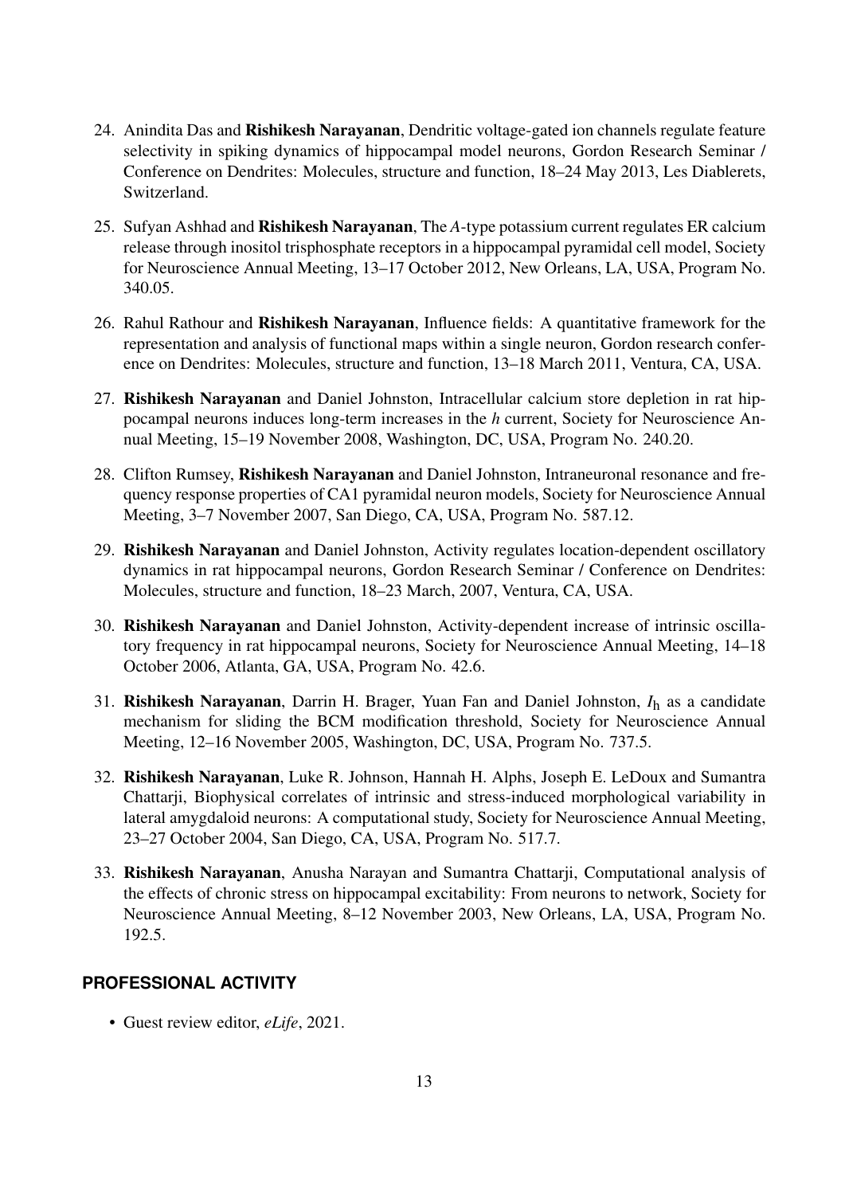24. Anindita Das and **Rishikesh Narayanan**, Dendritic voltage-gated ion channels regulate feature selectivity in spiking dynamics of hippocampal model neurons, Gordon Research Seminar / Conference on Dendrites: Molecules, structure and function, 18–24 May 2013, Les Diablerets, Switzerland.

25. Sufyan Ashhad and **Rishikesh Narayanan**, The *A*-type potassium current regulates ER calcium release through inositol trisphosphate receptors in a hippocampal pyramidal cell model, Society for Neuroscience Annual Meeting, 13–17 October 2012, New Orleans, LA, USA, Program No. 340.05.

26. Rahul Rathour and **Rishikesh Narayanan**, Influence fields: A quantitative framework for the representation and analysis of functional maps within a single neuron, Gordon research conference on Dendrites: Molecules, structure and function, 13–18 March 2011, Ventura, CA, USA.

27. **Rishikesh Narayanan** and Daniel Johnston, Intracellular calcium store depletion in rat hippocampal neurons induces long-term increases in the *h* current, Society for Neuroscience Annual Meeting, 15–19 November 2008, Washington, DC, USA, Program No. 240.20.

28. Clifton Rumsey, **Rishikesh Narayanan** and Daniel Johnston, Intraneuronal resonance and frequency response properties of CA1 pyramidal neuron models, Society for Neuroscience Annual Meeting, 3–7 November 2007, San Diego, CA, USA, Program No. 587.12.

29. **Rishikesh Narayanan** and Daniel Johnston, Activity regulates location-dependent oscillatory dynamics in rat hippocampal neurons, Gordon Research Seminar / Conference on Dendrites: Molecules, structure and function, 18–23 March, 2007, Ventura, CA, USA.

30. **Rishikesh Narayanan** and Daniel Johnston, Activity-dependent increase of intrinsic oscillatory frequency in rat hippocampal neurons, Society for Neuroscience Annual Meeting, 14–18 October 2006, Atlanta, GA, USA, Program No. 42.6.

31. **Rishikesh Narayanan**, Darrin H. Brager, Yuan Fan and Daniel Johnston, $I_\mathrm{h}$ as a candidate mechanism for sliding the BCM modification threshold, Society for Neuroscience Annual Meeting, 12–16 November 2005, Washington, DC, USA, Program No. 737.5.

32. **Rishikesh Narayanan**, Luke R. Johnson, Hannah H. Alphs, Joseph E. LeDoux and Sumantra Chattarji, Biophysical correlates of intrinsic and stress-induced morphological variability in lateral amygdaloid neurons: A computational study, Society for Neuroscience Annual Meeting, 23–27 October 2004, San Diego, CA, USA, Program No. 517.7.

33. **Rishikesh Narayanan**, Anusha Narayan and Sumantra Chattarji, Computational analysis of the effects of chronic stress on hippocampal excitability: From neurons to network, Society for Neuroscience Annual Meeting, 8–12 November 2003, New Orleans, LA, USA, Program No. 192.5.

## PROFESSIONAL ACTIVITY

- Guest review editor, *eLife*, 2021.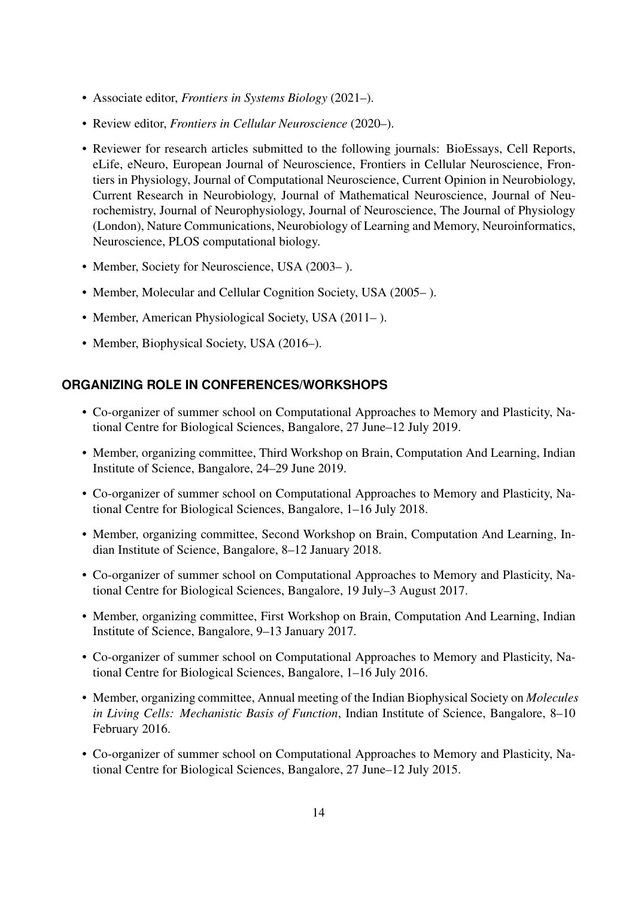- Associate editor, *Frontiers in Systems Biology* (2021–).
- Review editor, *Frontiers in Cellular Neuroscience* (2020–).
- Reviewer for research articles submitted to the following journals: BioEssays, Cell Reports, eLife, eNeuro, European Journal of Neuroscience, Frontiers in Cellular Neuroscience, Frontiers in Physiology, Journal of Computational Neuroscience, Current Opinion in Neurobiology, Current Research in Neurobiology, Journal of Mathematical Neuroscience, Journal of Neurochemistry, Journal of Neurophysiology, Journal of Neuroscience, The Journal of Physiology (London), Nature Communications, Neurobiology of Learning and Memory, Neuroinformatics, Neuroscience, PLOS computational biology.
- Member, Society for Neuroscience, USA (2003– ).
- Member, Molecular and Cellular Cognition Society, USA (2005– ).
- Member, American Physiological Society, USA (2011– ).
- Member, Biophysical Society, USA (2016–).

## ORGANIZING ROLE IN CONFERENCES/WORKSHOPS

- Co-organizer of summer school on Computational Approaches to Memory and Plasticity, National Centre for Biological Sciences, Bangalore, 27 June–12 July 2019.
- Member, organizing committee, Third Workshop on Brain, Computation And Learning, Indian Institute of Science, Bangalore, 24–29 June 2019.
- Co-organizer of summer school on Computational Approaches to Memory and Plasticity, National Centre for Biological Sciences, Bangalore, 1–16 July 2018.
- Member, organizing committee, Second Workshop on Brain, Computation And Learning, Indian Institute of Science, Bangalore, 8–12 January 2018.
- Co-organizer of summer school on Computational Approaches to Memory and Plasticity, National Centre for Biological Sciences, Bangalore, 19 July–3 August 2017.
- Member, organizing committee, First Workshop on Brain, Computation And Learning, Indian Institute of Science, Bangalore, 9–13 January 2017.
- Co-organizer of summer school on Computational Approaches to Memory and Plasticity, National Centre for Biological Sciences, Bangalore, 1–16 July 2016.
- Member, organizing committee, Annual meeting of the Indian Biophysical Society on *Molecules in Living Cells: Mechanistic Basis of Function*, Indian Institute of Science, Bangalore, 8–10 February 2016.
- Co-organizer of summer school on Computational Approaches to Memory and Plasticity, National Centre for Biological Sciences, Bangalore, 27 June–12 July 2015.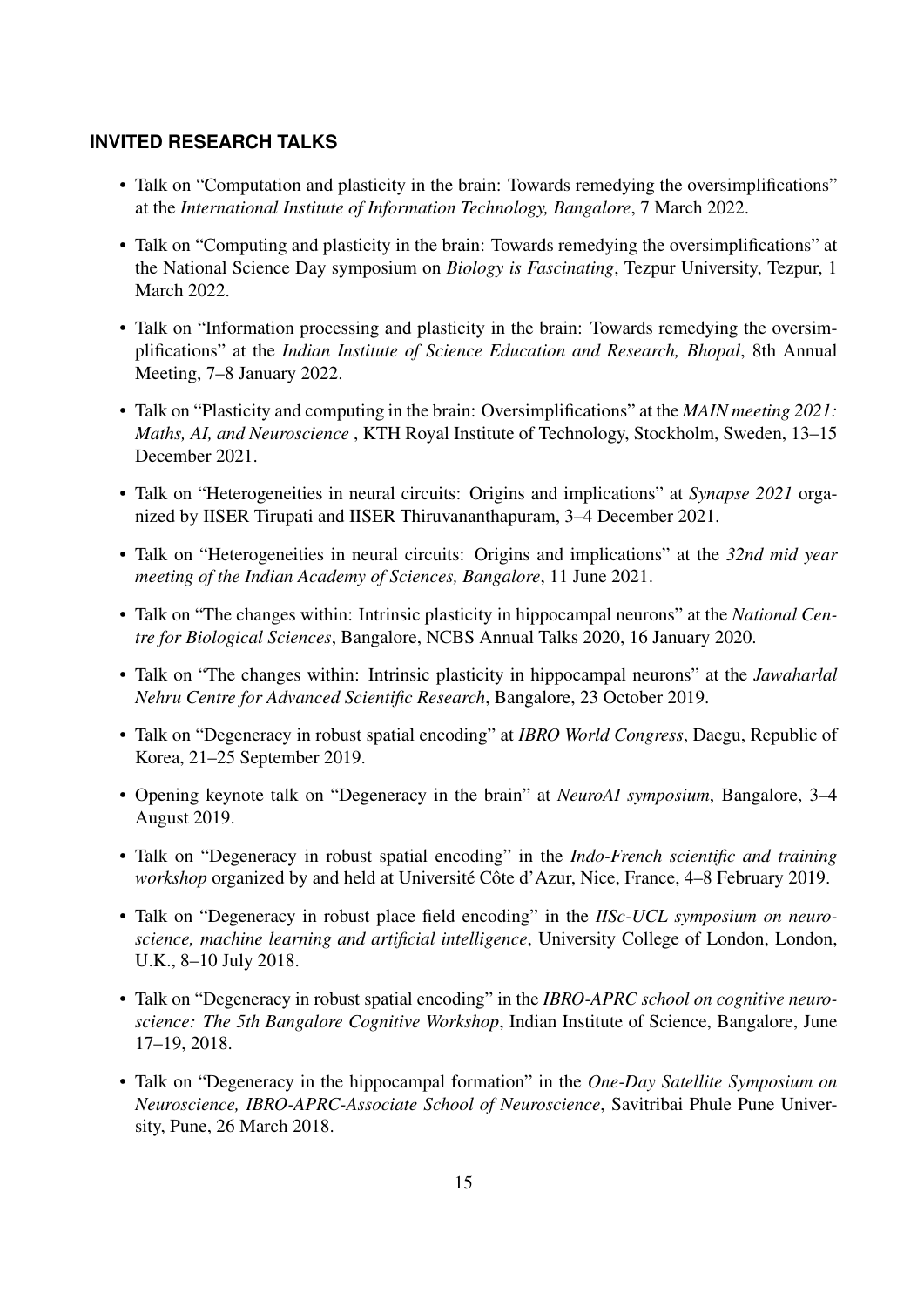## INVITED RESEARCH TALKS

- Talk on "Computation and plasticity in the brain: Towards remedying the oversimplifications" at the *International Institute of Information Technology, Bangalore*, 7 March 2022.
- Talk on "Computing and plasticity in the brain: Towards remedying the oversimplifications" at the National Science Day symposium on *Biology is Fascinating*, Tezpur University, Tezpur, 1 March 2022.
- Talk on "Information processing and plasticity in the brain: Towards remedying the oversimplifications" at the *Indian Institute of Science Education and Research, Bhopal*, 8th Annual Meeting, 7–8 January 2022.
- Talk on "Plasticity and computing in the brain: Oversimplifications" at the *MAIN meeting 2021: Maths, AI, and Neuroscience* , KTH Royal Institute of Technology, Stockholm, Sweden, 13–15 December 2021.
- Talk on "Heterogeneities in neural circuits: Origins and implications" at *Synapse 2021* organized by IISER Tirupati and IISER Thiruvananthapuram, 3–4 December 2021.
- Talk on "Heterogeneities in neural circuits: Origins and implications" at the *32nd mid year meeting of the Indian Academy of Sciences, Bangalore*, 11 June 2021.
- Talk on "The changes within: Intrinsic plasticity in hippocampal neurons" at the *National Centre for Biological Sciences*, Bangalore, NCBS Annual Talks 2020, 16 January 2020.
- Talk on "The changes within: Intrinsic plasticity in hippocampal neurons" at the *Jawaharlal Nehru Centre for Advanced Scientific Research*, Bangalore, 23 October 2019.
- Talk on "Degeneracy in robust spatial encoding" at *IBRO World Congress*, Daegu, Republic of Korea, 21–25 September 2019.
- Opening keynote talk on "Degeneracy in the brain" at *NeuroAI symposium*, Bangalore, 3–4 August 2019.
- Talk on "Degeneracy in robust spatial encoding" in the *Indo-French scientific and training workshop* organized by and held at Université Côte d'Azur, Nice, France, 4–8 February 2019.
- Talk on "Degeneracy in robust place field encoding" in the *IISc-UCL symposium on neuroscience, machine learning and artificial intelligence*, University College of London, London, U.K., 8–10 July 2018.
- Talk on "Degeneracy in robust spatial encoding" in the *IBRO-APRC school on cognitive neuroscience: The 5th Bangalore Cognitive Workshop*, Indian Institute of Science, Bangalore, June 17–19, 2018.
- Talk on "Degeneracy in the hippocampal formation" in the *One-Day Satellite Symposium on Neuroscience, IBRO-APRC-Associate School of Neuroscience*, Savitribai Phule Pune University, Pune, 26 March 2018.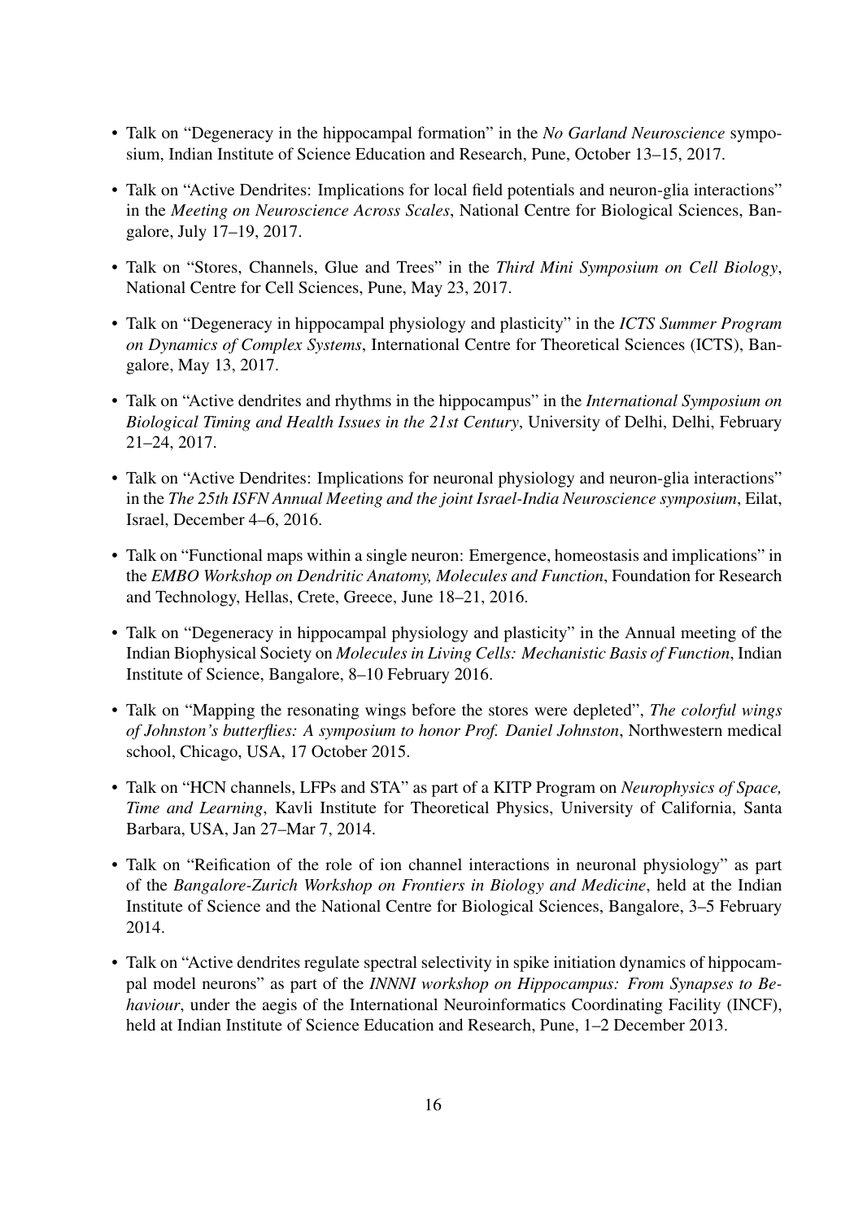- Talk on "Degeneracy in the hippocampal formation" in the *No Garland Neuroscience* symposium, Indian Institute of Science Education and Research, Pune, October 13–15, 2017.

- Talk on "Active Dendrites: Implications for local field potentials and neuron-glia interactions" in the *Meeting on Neuroscience Across Scales*, National Centre for Biological Sciences, Bangalore, July 17–19, 2017.

- Talk on "Stores, Channels, Glue and Trees" in the *Third Mini Symposium on Cell Biology*, National Centre for Cell Sciences, Pune, May 23, 2017.

- Talk on "Degeneracy in hippocampal physiology and plasticity" in the *ICTS Summer Program on Dynamics of Complex Systems*, International Centre for Theoretical Sciences (ICTS), Bangalore, May 13, 2017.

- Talk on "Active dendrites and rhythms in the hippocampus" in the *International Symposium on Biological Timing and Health Issues in the 21st Century*, University of Delhi, Delhi, February 21–24, 2017.

- Talk on "Active Dendrites: Implications for neuronal physiology and neuron-glia interactions" in the *The 25th ISFN Annual Meeting and the joint Israel-India Neuroscience symposium*, Eilat, Israel, December 4–6, 2016.

- Talk on "Functional maps within a single neuron: Emergence, homeostasis and implications" in the *EMBO Workshop on Dendritic Anatomy, Molecules and Function*, Foundation for Research and Technology, Hellas, Crete, Greece, June 18–21, 2016.

- Talk on "Degeneracy in hippocampal physiology and plasticity" in the Annual meeting of the Indian Biophysical Society on *Molecules in Living Cells: Mechanistic Basis of Function*, Indian Institute of Science, Bangalore, 8–10 February 2016.

- Talk on "Mapping the resonating wings before the stores were depleted", *The colorful wings of Johnston's butterflies: A symposium to honor Prof. Daniel Johnston*, Northwestern medical school, Chicago, USA, 17 October 2015.

- Talk on "HCN channels, LFPs and STA" as part of a KITP Program on *Neurophysics of Space, Time and Learning*, Kavli Institute for Theoretical Physics, University of California, Santa Barbara, USA, Jan 27–Mar 7, 2014.

- Talk on "Reification of the role of ion channel interactions in neuronal physiology" as part of the *Bangalore-Zurich Workshop on Frontiers in Biology and Medicine*, held at the Indian Institute of Science and the National Centre for Biological Sciences, Bangalore, 3–5 February 2014.

- Talk on "Active dendrites regulate spectral selectivity in spike initiation dynamics of hippocampal model neurons" as part of the *INNNI workshop on Hippocampus: From Synapses to Behaviour*, under the aegis of the International Neuroinformatics Coordinating Facility (INCF), held at Indian Institute of Science Education and Research, Pune, 1–2 December 2013.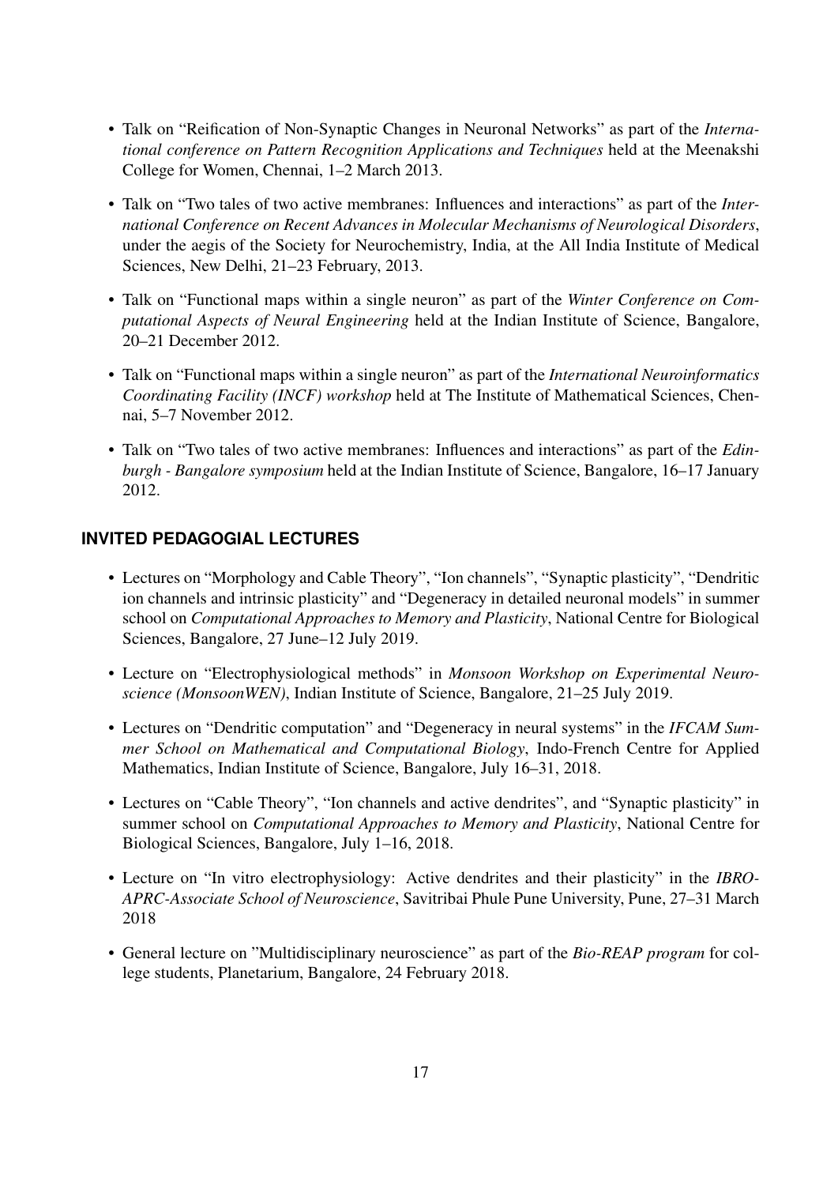- Talk on "Reification of Non-Synaptic Changes in Neuronal Networks" as part of the *International conference on Pattern Recognition Applications and Techniques* held at the Meenakshi College for Women, Chennai, 1–2 March 2013.
- Talk on "Two tales of two active membranes: Influences and interactions" as part of the *International Conference on Recent Advances in Molecular Mechanisms of Neurological Disorders*, under the aegis of the Society for Neurochemistry, India, at the All India Institute of Medical Sciences, New Delhi, 21–23 February, 2013.
- Talk on "Functional maps within a single neuron" as part of the *Winter Conference on Computational Aspects of Neural Engineering* held at the Indian Institute of Science, Bangalore, 20–21 December 2012.
- Talk on "Functional maps within a single neuron" as part of the *International Neuroinformatics Coordinating Facility (INCF) workshop* held at The Institute of Mathematical Sciences, Chennai, 5–7 November 2012.
- Talk on "Two tales of two active membranes: Influences and interactions" as part of the *Edinburgh - Bangalore symposium* held at the Indian Institute of Science, Bangalore, 16–17 January 2012.

## INVITED PEDAGOGIAL LECTURES

- Lectures on "Morphology and Cable Theory", "Ion channels", "Synaptic plasticity", "Dendritic ion channels and intrinsic plasticity" and "Degeneracy in detailed neuronal models" in summer school on *Computational Approaches to Memory and Plasticity*, National Centre for Biological Sciences, Bangalore, 27 June–12 July 2019.
- Lecture on "Electrophysiological methods" in *Monsoon Workshop on Experimental Neuroscience (MonsoonWEN)*, Indian Institute of Science, Bangalore, 21–25 July 2019.
- Lectures on "Dendritic computation" and "Degeneracy in neural systems" in the *IFCAM Summer School on Mathematical and Computational Biology*, Indo-French Centre for Applied Mathematics, Indian Institute of Science, Bangalore, July 16–31, 2018.
- Lectures on "Cable Theory", "Ion channels and active dendrites", and "Synaptic plasticity" in summer school on *Computational Approaches to Memory and Plasticity*, National Centre for Biological Sciences, Bangalore, July 1–16, 2018.
- Lecture on "In vitro electrophysiology: Active dendrites and their plasticity" in the *IBRO-APRC-Associate School of Neuroscience*, Savitribai Phule Pune University, Pune, 27–31 March 2018
- General lecture on "Multidisciplinary neuroscience" as part of the *Bio-REAP program* for college students, Planetarium, Bangalore, 24 February 2018.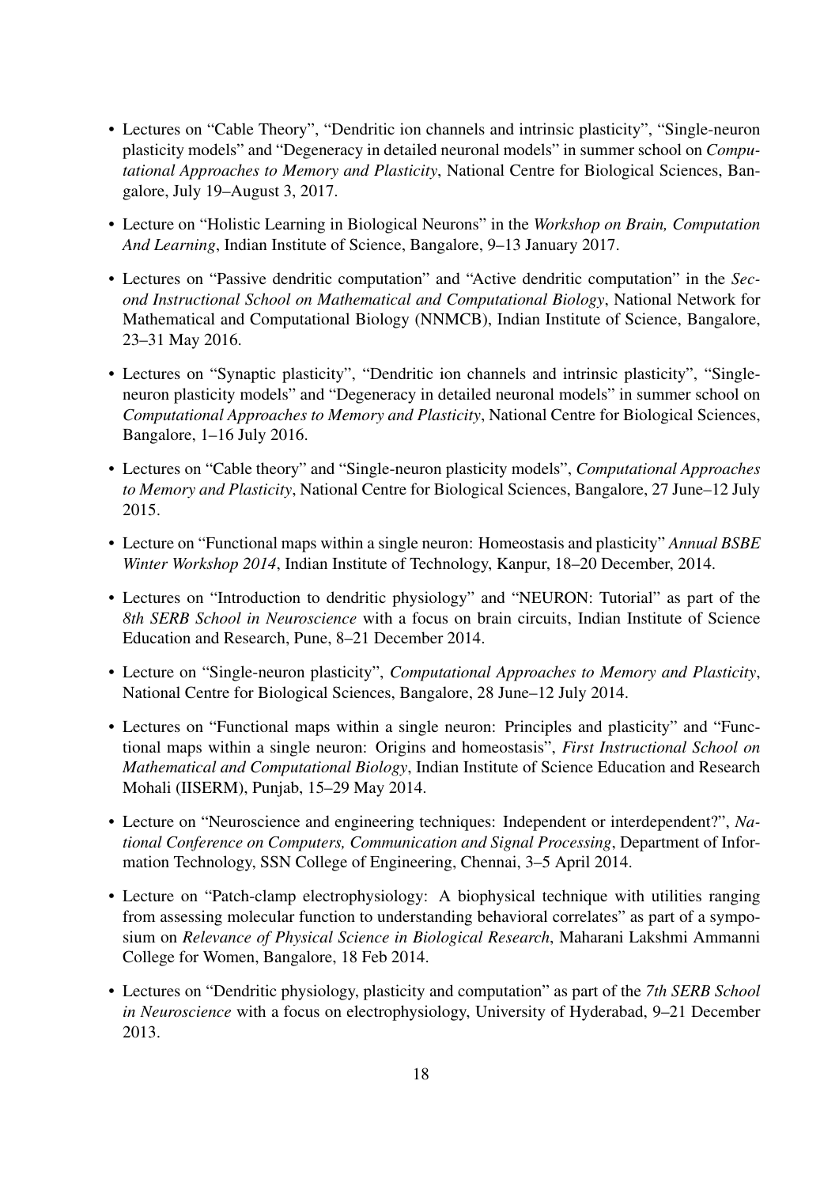- Lectures on "Cable Theory", "Dendritic ion channels and intrinsic plasticity", "Single-neuron plasticity models" and "Degeneracy in detailed neuronal models" in summer school on *Computational Approaches to Memory and Plasticity*, National Centre for Biological Sciences, Bangalore, July 19–August 3, 2017.
- Lecture on "Holistic Learning in Biological Neurons" in the *Workshop on Brain, Computation And Learning*, Indian Institute of Science, Bangalore, 9–13 January 2017.
- Lectures on "Passive dendritic computation" and "Active dendritic computation" in the *Second Instructional School on Mathematical and Computational Biology*, National Network for Mathematical and Computational Biology (NNMCB), Indian Institute of Science, Bangalore, 23–31 May 2016.
- Lectures on "Synaptic plasticity", "Dendritic ion channels and intrinsic plasticity", "Single-neuron plasticity models" and "Degeneracy in detailed neuronal models" in summer school on *Computational Approaches to Memory and Plasticity*, National Centre for Biological Sciences, Bangalore, 1–16 July 2016.
- Lectures on "Cable theory" and "Single-neuron plasticity models", *Computational Approaches to Memory and Plasticity*, National Centre for Biological Sciences, Bangalore, 27 June–12 July 2015.
- Lecture on "Functional maps within a single neuron: Homeostasis and plasticity" *Annual BSBE Winter Workshop 2014*, Indian Institute of Technology, Kanpur, 18–20 December, 2014.
- Lectures on "Introduction to dendritic physiology" and "NEURON: Tutorial" as part of the *8th SERB School in Neuroscience* with a focus on brain circuits, Indian Institute of Science Education and Research, Pune, 8–21 December 2014.
- Lecture on "Single-neuron plasticity", *Computational Approaches to Memory and Plasticity*, National Centre for Biological Sciences, Bangalore, 28 June–12 July 2014.
- Lectures on "Functional maps within a single neuron: Principles and plasticity" and "Functional maps within a single neuron: Origins and homeostasis", *First Instructional School on Mathematical and Computational Biology*, Indian Institute of Science Education and Research Mohali (IISERM), Punjab, 15–29 May 2014.
- Lecture on "Neuroscience and engineering techniques: Independent or interdependent?", *National Conference on Computers, Communication and Signal Processing*, Department of Information Technology, SSN College of Engineering, Chennai, 3–5 April 2014.
- Lecture on "Patch-clamp electrophysiology: A biophysical technique with utilities ranging from assessing molecular function to understanding behavioral correlates" as part of a symposium on *Relevance of Physical Science in Biological Research*, Maharani Lakshmi Ammanni College for Women, Bangalore, 18 Feb 2014.
- Lectures on "Dendritic physiology, plasticity and computation" as part of the *7th SERB School in Neuroscience* with a focus on electrophysiology, University of Hyderabad, 9–21 December 2013.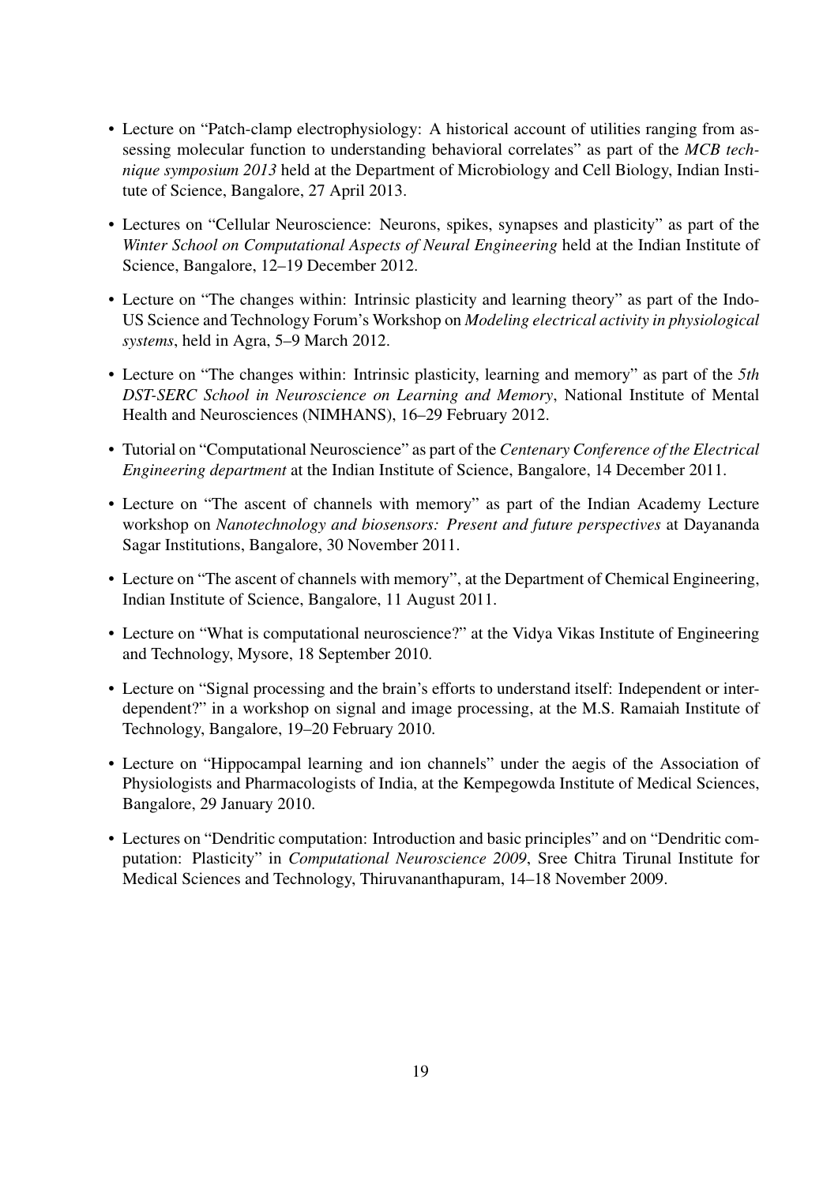- Lecture on "Patch-clamp electrophysiology: A historical account of utilities ranging from assessing molecular function to understanding behavioral correlates" as part of the *MCB technique symposium 2013* held at the Department of Microbiology and Cell Biology, Indian Institute of Science, Bangalore, 27 April 2013.
- Lectures on "Cellular Neuroscience: Neurons, spikes, synapses and plasticity" as part of the *Winter School on Computational Aspects of Neural Engineering* held at the Indian Institute of Science, Bangalore, 12–19 December 2012.
- Lecture on "The changes within: Intrinsic plasticity and learning theory" as part of the Indo-US Science and Technology Forum's Workshop on *Modeling electrical activity in physiological systems*, held in Agra, 5–9 March 2012.
- Lecture on "The changes within: Intrinsic plasticity, learning and memory" as part of the *5th DST-SERC School in Neuroscience on Learning and Memory*, National Institute of Mental Health and Neurosciences (NIMHANS), 16–29 February 2012.
- Tutorial on "Computational Neuroscience" as part of the *Centenary Conference of the Electrical Engineering department* at the Indian Institute of Science, Bangalore, 14 December 2011.
- Lecture on "The ascent of channels with memory" as part of the Indian Academy Lecture workshop on *Nanotechnology and biosensors: Present and future perspectives* at Dayananda Sagar Institutions, Bangalore, 30 November 2011.
- Lecture on "The ascent of channels with memory", at the Department of Chemical Engineering, Indian Institute of Science, Bangalore, 11 August 2011.
- Lecture on "What is computational neuroscience?" at the Vidya Vikas Institute of Engineering and Technology, Mysore, 18 September 2010.
- Lecture on "Signal processing and the brain's efforts to understand itself: Independent or interdependent?" in a workshop on signal and image processing, at the M.S. Ramaiah Institute of Technology, Bangalore, 19–20 February 2010.
- Lecture on "Hippocampal learning and ion channels" under the aegis of the Association of Physiologists and Pharmacologists of India, at the Kempegowda Institute of Medical Sciences, Bangalore, 29 January 2010.
- Lectures on "Dendritic computation: Introduction and basic principles" and on "Dendritic computation: Plasticity" in *Computational Neuroscience 2009*, Sree Chitra Tirunal Institute for Medical Sciences and Technology, Thiruvananthapuram, 14–18 November 2009.